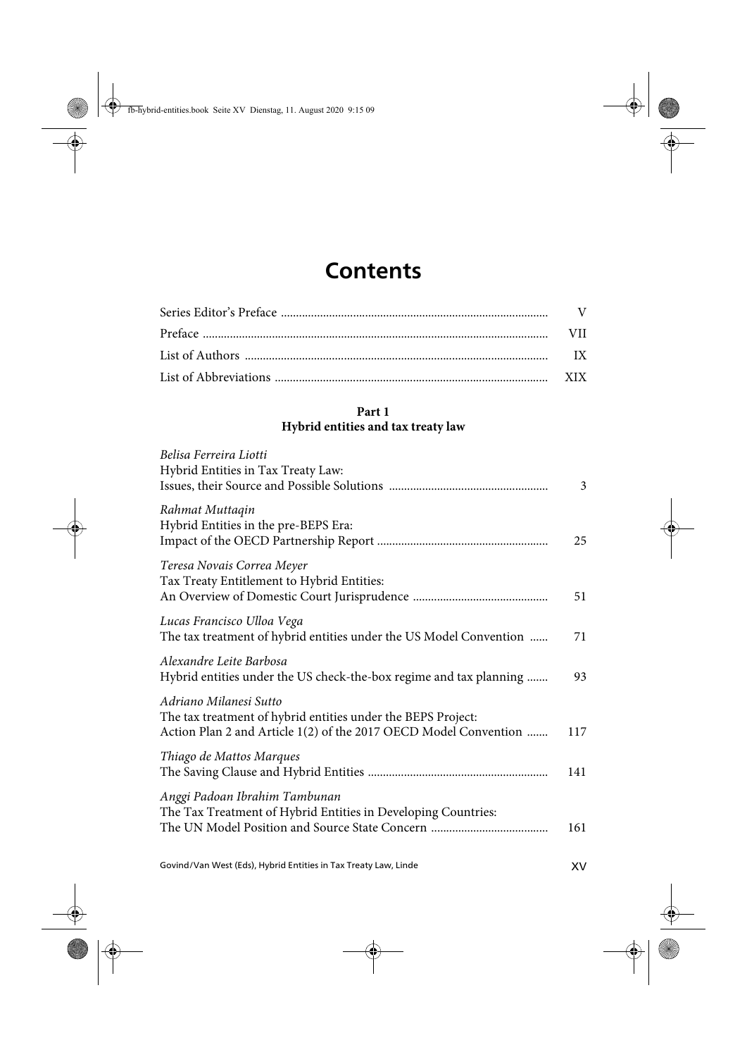# Contents

Series Editor's Preface ........ V

Preface ........ VII

List of Authors ........ IX

List of Abbreviations ........ XIX

## Part 1
## Hybrid entities and tax treaty law

*Belisa Ferreira Liotti*
Hybrid Entities in Tax Treaty Law:
Issues, their Source and Possible Solutions ........ 3

*Rahmat Muttaqin*
Hybrid Entities in the pre-BEPS Era:
Impact of the OECD Partnership Report ........ 25

*Teresa Novais Correa Meyer*
Tax Treaty Entitlement to Hybrid Entities:
An Overview of Domestic Court Jurisprudence ........ 51

*Lucas Francisco Ulloa Vega*
The tax treatment of hybrid entities under the US Model Convention ........ 71

*Alexandre Leite Barbosa*
Hybrid entities under the US check-the-box regime and tax planning ........ 93

*Adriano Milanesi Sutto*
The tax treatment of hybrid entities under the BEPS Project:
Action Plan 2 and Article 1(2) of the 2017 OECD Model Convention ........ 117

*Thiago de Mattos Marques*
The Saving Clause and Hybrid Entities ........ 141

*Anggi Padoan Ibrahim Tambunan*
The Tax Treatment of Hybrid Entities in Developing Countries:
The UN Model Position and Source State Concern ........ 161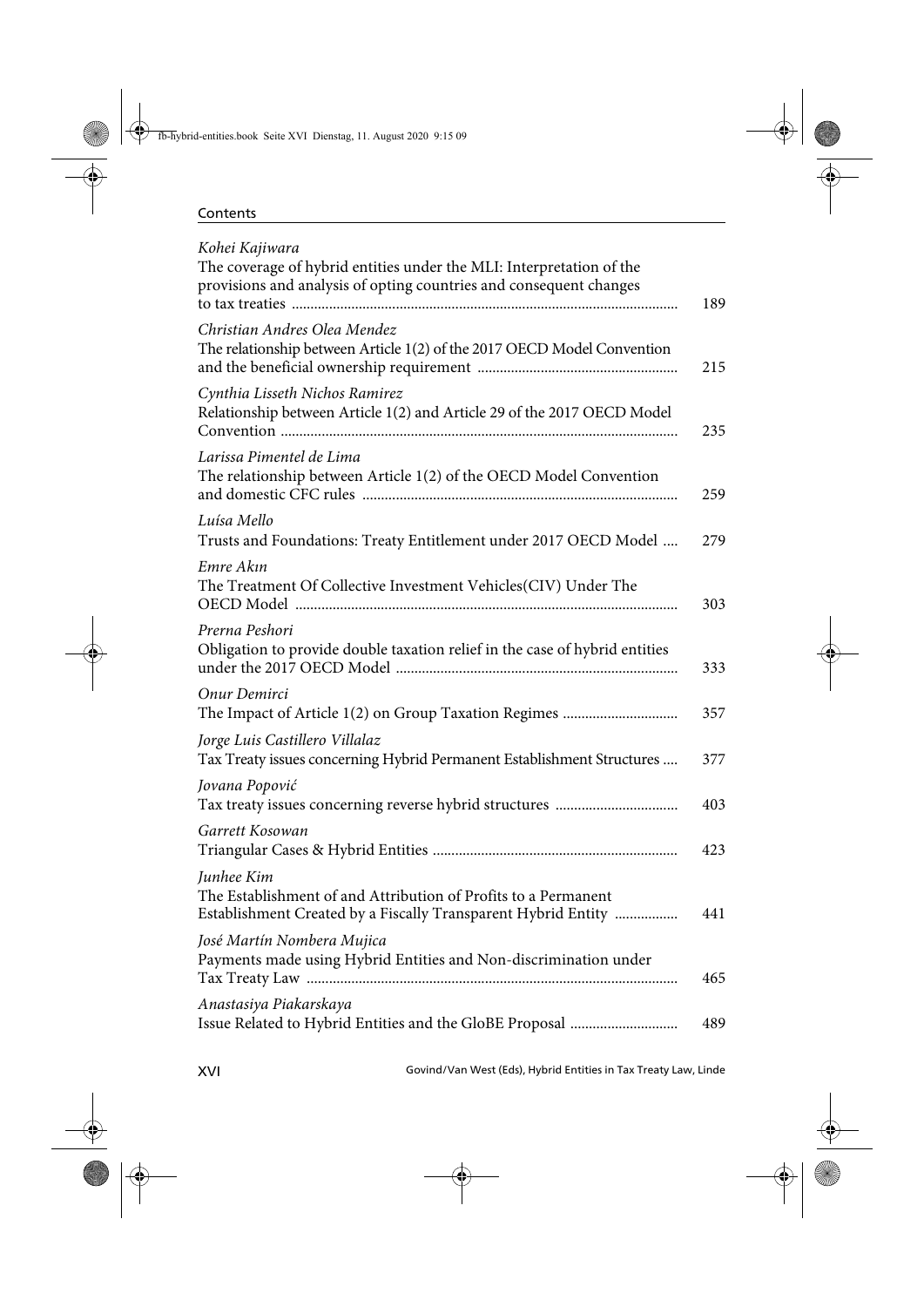*Kohei Kajiwara*
The coverage of hybrid entities under the MLI: Interpretation of the provisions and analysis of opting countries and consequent changes to tax treaties ..... 189

*Christian Andres Olea Mendez*
The relationship between Article 1(2) of the 2017 OECD Model Convention and the beneficial ownership requirement ..... 215

*Cynthia Lisseth Nichos Ramirez*
Relationship between Article 1(2) and Article 29 of the 2017 OECD Model Convention ..... 235

*Larissa Pimentel de Lima*
The relationship between Article 1(2) of the OECD Model Convention and domestic CFC rules ..... 259

*Luísa Mello*
Trusts and Foundations: Treaty Entitlement under 2017 OECD Model ..... 279

*Emre Akın*
The Treatment Of Collective Investment Vehicles(CIV) Under The OECD Model ..... 303

*Prerna Peshori*
Obligation to provide double taxation relief in the case of hybrid entities under the 2017 OECD Model ..... 333

*Onur Demirci*
The Impact of Article 1(2) on Group Taxation Regimes ..... 357

*Jorge Luis Castillero Villalaz*
Tax Treaty issues concerning Hybrid Permanent Establishment Structures ..... 377

*Jovana Popović*
Tax treaty issues concerning reverse hybrid structures ..... 403

*Garrett Kosowan*
Triangular Cases & Hybrid Entities ..... 423

*Junhee Kim*
The Establishment of and Attribution of Profits to a Permanent Establishment Created by a Fiscally Transparent Hybrid Entity ..... 441

*José Martín Nombera Mujica*
Payments made using Hybrid Entities and Non-discrimination under Tax Treaty Law ..... 465

*Anastasiya Piakarskaya*
Issue Related to Hybrid Entities and the GloBE Proposal ..... 489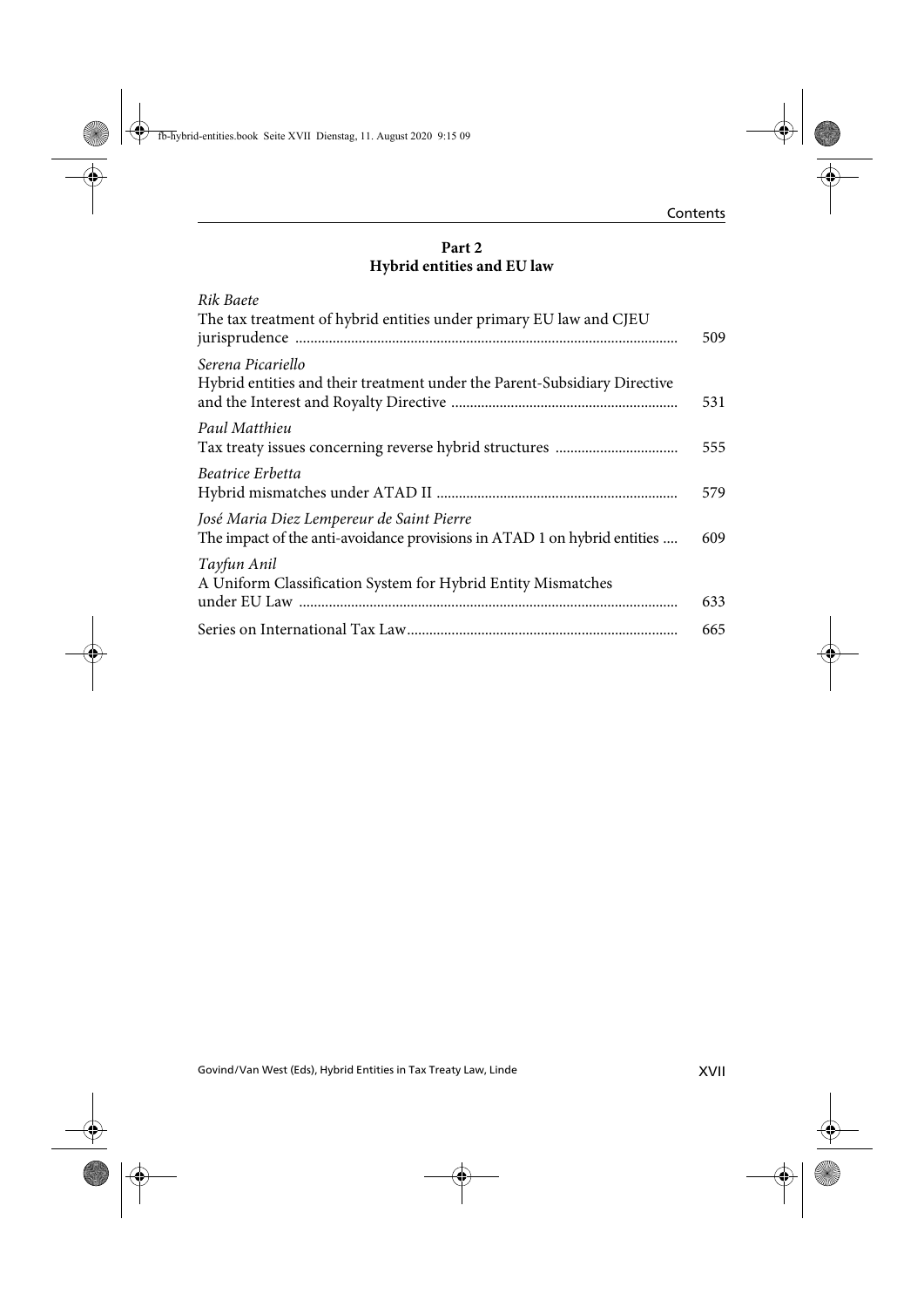**Part 2**
**Hybrid entities and EU law**

*Rik Baete*
The tax treatment of hybrid entities under primary EU law and CJEU jurisprudence ..... 509

*Serena Picariello*
Hybrid entities and their treatment under the Parent-Subsidiary Directive and the Interest and Royalty Directive ..... 531

*Paul Matthieu*
Tax treaty issues concerning reverse hybrid structures ..... 555

*Beatrice Erbetta*
Hybrid mismatches under ATAD II ..... 579

*José Maria Diez Lempereur de Saint Pierre*
The impact of the anti-avoidance provisions in ATAD 1 on hybrid entities ..... 609

*Tayfun Anil*
A Uniform Classification System for Hybrid Entity Mismatches under EU Law ..... 633

Series on International Tax Law ..... 665